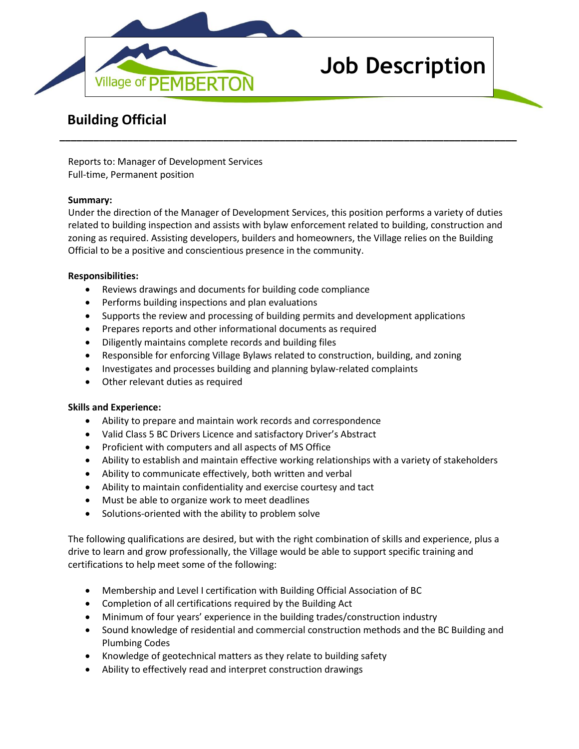Village of PEMBERTON

# Job Description

## Building Official

Reports to: Manager of Development Services
Full-time, Permanent position

**Summary:**
Under the direction of the Manager of Development Services, this position performs a variety of duties related to building inspection and assists with bylaw enforcement related to building, construction and zoning as required. Assisting developers, builders and homeowners, the Village relies on the Building Official to be a positive and conscientious presence in the community.

**Responsibilities:**

- Reviews drawings and documents for building code compliance
- Performs building inspections and plan evaluations
- Supports the review and processing of building permits and development applications
- Prepares reports and other informational documents as required
- Diligently maintains complete records and building files
- Responsible for enforcing Village Bylaws related to construction, building, and zoning
- Investigates and processes building and planning bylaw-related complaints
- Other relevant duties as required

**Skills and Experience:**

- Ability to prepare and maintain work records and correspondence
- Valid Class 5 BC Drivers Licence and satisfactory Driver's Abstract
- Proficient with computers and all aspects of MS Office
- Ability to establish and maintain effective working relationships with a variety of stakeholders
- Ability to communicate effectively, both written and verbal
- Ability to maintain confidentiality and exercise courtesy and tact
- Must be able to organize work to meet deadlines
- Solutions-oriented with the ability to problem solve

The following qualifications are desired, but with the right combination of skills and experience, plus a drive to learn and grow professionally, the Village would be able to support specific training and certifications to help meet some of the following:

- Membership and Level I certification with Building Official Association of BC
- Completion of all certifications required by the Building Act
- Minimum of four years' experience in the building trades/construction industry
- Sound knowledge of residential and commercial construction methods and the BC Building and Plumbing Codes
- Knowledge of geotechnical matters as they relate to building safety
- Ability to effectively read and interpret construction drawings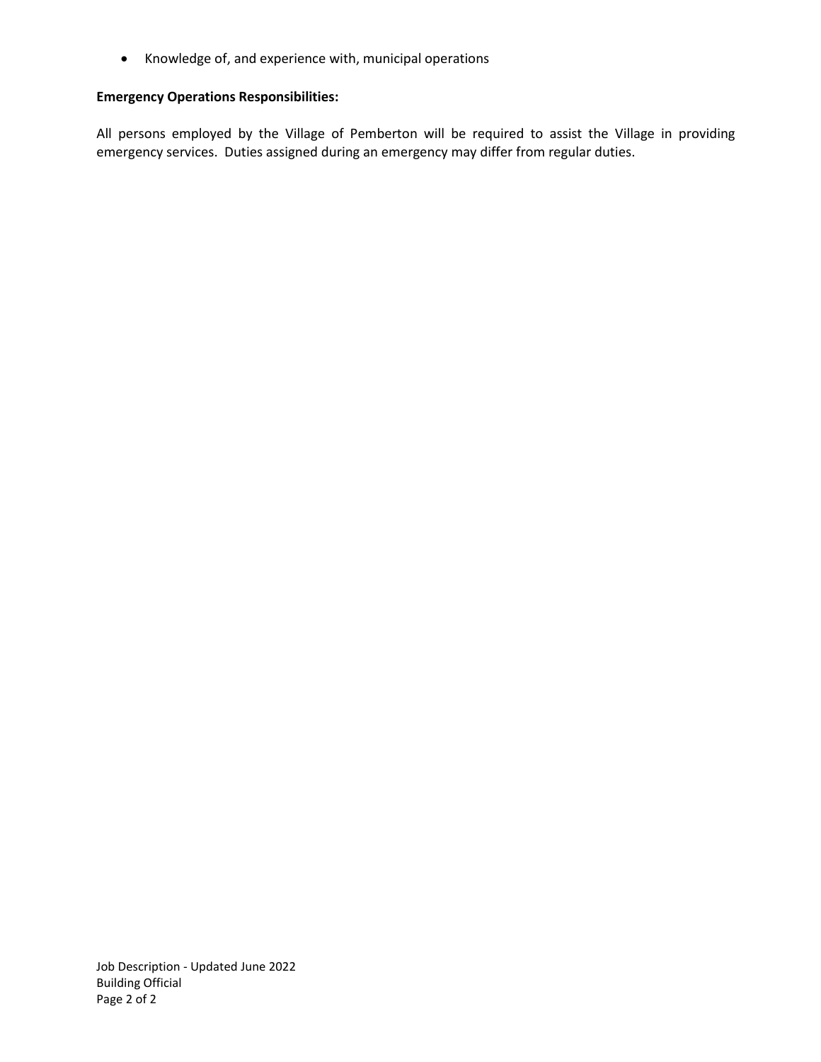- Knowledge of, and experience with, municipal operations

**Emergency Operations Responsibilities:**

All persons employed by the Village of Pemberton will be required to assist the Village in providing emergency services. Duties assigned during an emergency may differ from regular duties.